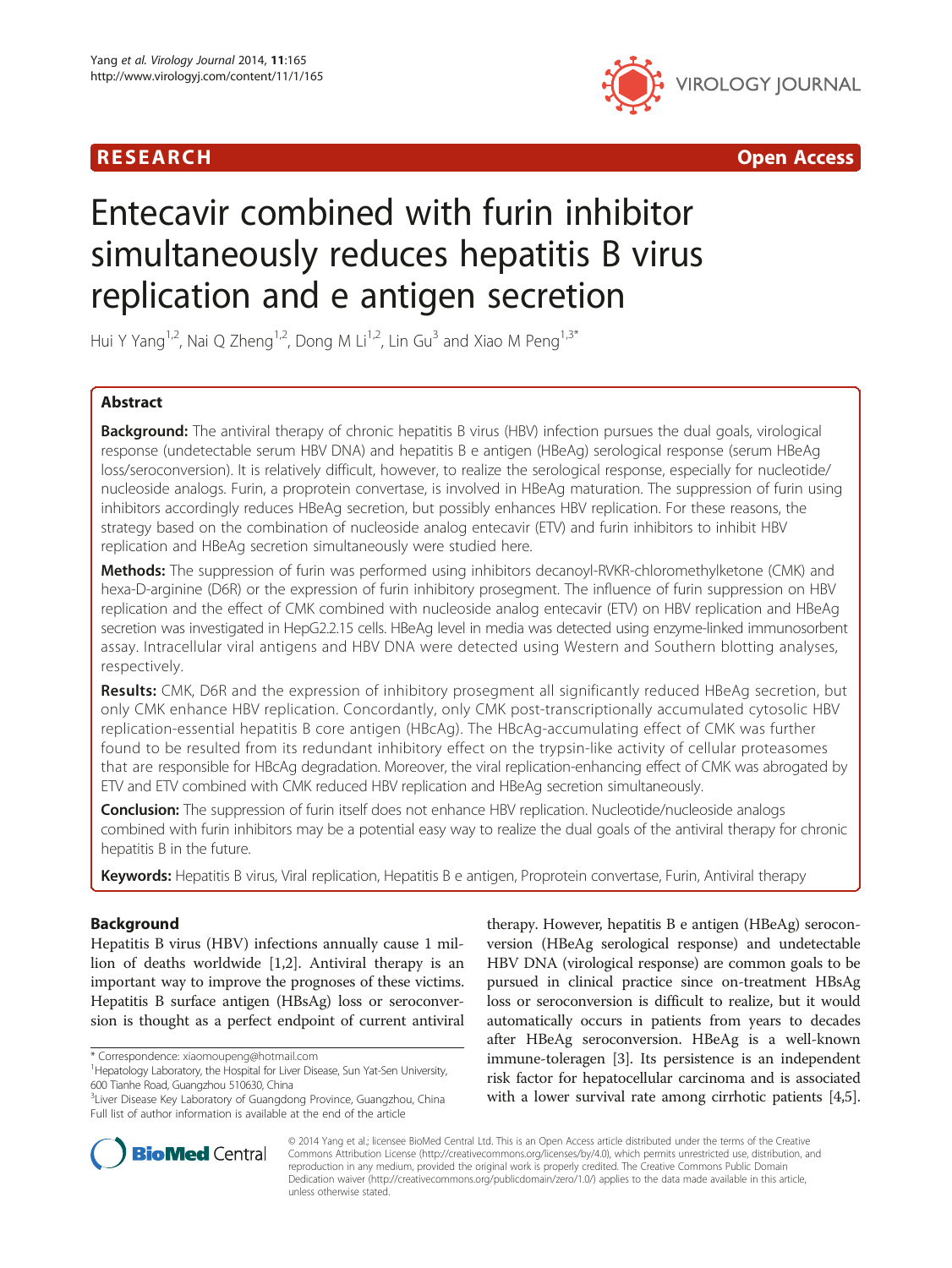**RESEARCH** **Open Access**

# Entecavir combined with furin inhibitor simultaneously reduces hepatitis B virus replication and e antigen secretion

Hui Y Yang[1,2], Nai Q Zheng[1,2], Dong M Li[1,2], Lin Gu[3] and Xiao M Peng[1,3*]

## Abstract

**Background:** The antiviral therapy of chronic hepatitis B virus (HBV) infection pursues the dual goals, virological response (undetectable serum HBV DNA) and hepatitis B e antigen (HBeAg) serological response (serum HBeAg loss/seroconversion). It is relatively difficult, however, to realize the serological response, especially for nucleotide/nucleoside analogs. Furin, a proprotein convertase, is involved in HBeAg maturation. The suppression of furin using inhibitors accordingly reduces HBeAg secretion, but possibly enhances HBV replication. For these reasons, the strategy based on the combination of nucleoside analog entecavir (ETV) and furin inhibitors to inhibit HBV replication and HBeAg secretion simultaneously were studied here.

**Methods:** The suppression of furin was performed using inhibitors decanoyl-RVKR-chloromethylketone (CMK) and hexa-D-arginine (D6R) or the expression of furin inhibitory prosegment. The influence of furin suppression on HBV replication and the effect of CMK combined with nucleoside analog entecavir (ETV) on HBV replication and HBeAg secretion was investigated in HepG2.2.15 cells. HBeAg level in media was detected using enzyme-linked immunosorbent assay. Intracellular viral antigens and HBV DNA were detected using Western and Southern blotting analyses, respectively.

**Results:** CMK, D6R and the expression of inhibitory prosegment all significantly reduced HBeAg secretion, but only CMK enhance HBV replication. Concordantly, only CMK post-transcriptionally accumulated cytosolic HBV replication-essential hepatitis B core antigen (HBcAg). The HBcAg-accumulating effect of CMK was further found to be resulted from its redundant inhibitory effect on the trypsin-like activity of cellular proteasomes that are responsible for HBcAg degradation. Moreover, the viral replication-enhancing effect of CMK was abrogated by ETV and ETV combined with CMK reduced HBV replication and HBeAg secretion simultaneously.

**Conclusion:** The suppression of furin itself does not enhance HBV replication. Nucleotide/nucleoside analogs combined with furin inhibitors may be a potential easy way to realize the dual goals of the antiviral therapy for chronic hepatitis B in the future.

**Keywords:** Hepatitis B virus, Viral replication, Hepatitis B e antigen, Proprotein convertase, Furin, Antiviral therapy

## Background

Hepatitis B virus (HBV) infections annually cause 1 million of deaths worldwide [1,2]. Antiviral therapy is an important way to improve the prognoses of these victims. Hepatitis B surface antigen (HBsAg) loss or seroconversion is thought as a perfect endpoint of current antiviral therapy. However, hepatitis B e antigen (HBeAg) seroconversion (HBeAg serological response) and undetectable HBV DNA (virological response) are common goals to be pursued in clinical practice since on-treatment HBsAg loss or seroconversion is difficult to realize, but it would automatically occurs in patients from years to decades after HBeAg seroconversion. HBeAg is a well-known immune-tolerogen [3]. Its persistence is an independent risk factor for hepatocellular carcinoma and is associated with a lower survival rate among cirrhotic patients [4,5].

\* Correspondence: xiaomoupeng@hotmail.com

[1]Hepatology Laboratory, the Hospital for Liver Disease, Sun Yat-Sen University, 600 Tianhe Road, Guangzhou 510630, China

[3]Liver Disease Key Laboratory of Guangdong Province, Guangzhou, China

Full list of author information is available at the end of the article

© 2014 Yang et al.; licensee BioMed Central Ltd. This is an Open Access article distributed under the terms of the Creative Commons Attribution License (http://creativecommons.org/licenses/by/4.0), which permits unrestricted use, distribution, and reproduction in any medium, provided the original work is properly credited. The Creative Commons Public Domain Dedication waiver (http://creativecommons.org/publicdomain/zero/1.0/) applies to the data made available in this article, unless otherwise stated.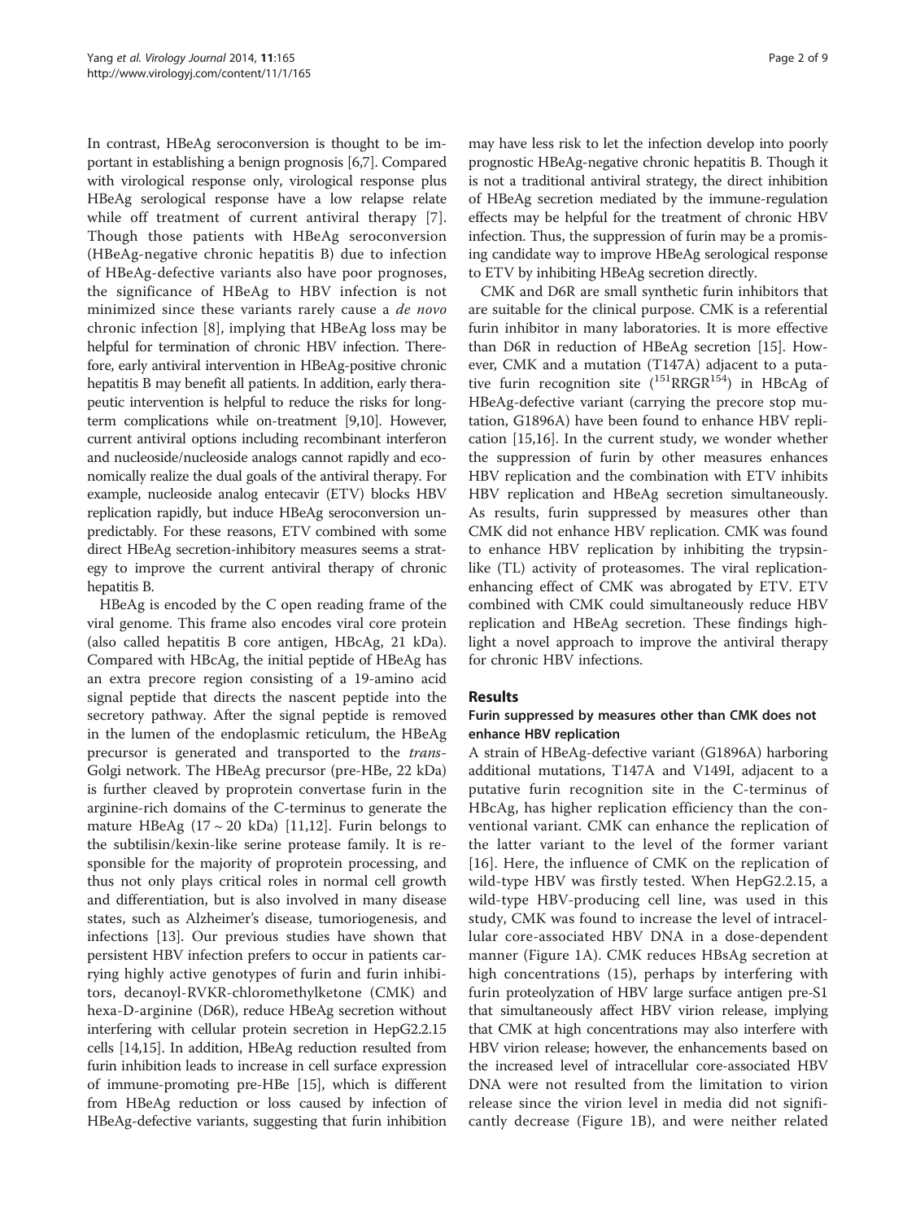In contrast, HBeAg seroconversion is thought to be important in establishing a benign prognosis [6,7]. Compared with virological response only, virological response plus HBeAg serological response have a low relapse relate while off treatment of current antiviral therapy [7]. Though those patients with HBeAg seroconversion (HBeAg-negative chronic hepatitis B) due to infection of HBeAg-defective variants also have poor prognoses, the significance of HBeAg to HBV infection is not minimized since these variants rarely cause a *de novo* chronic infection [8], implying that HBeAg loss may be helpful for termination of chronic HBV infection. Therefore, early antiviral intervention in HBeAg-positive chronic hepatitis B may benefit all patients. In addition, early therapeutic intervention is helpful to reduce the risks for long-term complications while on-treatment [9,10]. However, current antiviral options including recombinant interferon and nucleoside/nucleoside analogs cannot rapidly and economically realize the dual goals of the antiviral therapy. For example, nucleoside analog entecavir (ETV) blocks HBV replication rapidly, but induce HBeAg seroconversion unpredictably. For these reasons, ETV combined with some direct HBeAg secretion-inhibitory measures seems a strategy to improve the current antiviral therapy of chronic hepatitis B.

HBeAg is encoded by the C open reading frame of the viral genome. This frame also encodes viral core protein (also called hepatitis B core antigen, HBcAg, 21 kDa). Compared with HBcAg, the initial peptide of HBeAg has an extra precore region consisting of a 19-amino acid signal peptide that directs the nascent peptide into the secretory pathway. After the signal peptide is removed in the lumen of the endoplasmic reticulum, the HBeAg precursor is generated and transported to the *trans*-Golgi network. The HBeAg precursor (pre-HBe, 22 kDa) is further cleaved by proprotein convertase furin in the arginine-rich domains of the C-terminus to generate the mature HBeAg (17 ~ 20 kDa) [11,12]. Furin belongs to the subtilisin/kexin-like serine protease family. It is responsible for the majority of proprotein processing, and thus not only plays critical roles in normal cell growth and differentiation, but is also involved in many disease states, such as Alzheimer's disease, tumoriogenesis, and infections [13]. Our previous studies have shown that persistent HBV infection prefers to occur in patients carrying highly active genotypes of furin and furin inhibitors, decanoyl-RVKR-chloromethylketone (CMK) and hexa-D-arginine (D6R), reduce HBeAg secretion without interfering with cellular protein secretion in HepG2.2.15 cells [14,15]. In addition, HBeAg reduction resulted from furin inhibition leads to increase in cell surface expression of immune-promoting pre-HBe [15], which is different from HBeAg reduction or loss caused by infection of HBeAg-defective variants, suggesting that furin inhibition may have less risk to let the infection develop into poorly prognostic HBeAg-negative chronic hepatitis B. Though it is not a traditional antiviral strategy, the direct inhibition of HBeAg secretion mediated by the immune-regulation effects may be helpful for the treatment of chronic HBV infection. Thus, the suppression of furin may be a promising candidate way to improve HBeAg serological response to ETV by inhibiting HBeAg secretion directly.

CMK and D6R are small synthetic furin inhibitors that are suitable for the clinical purpose. CMK is a referential furin inhibitor in many laboratories. It is more effective than D6R in reduction of HBeAg secretion [15]. However, CMK and a mutation (T147A) adjacent to a putative furin recognition site ([151]RRGR[154]) in HBcAg of HBeAg-defective variant (carrying the precore stop mutation, G1896A) have been found to enhance HBV replication [15,16]. In the current study, we wonder whether the suppression of furin by other measures enhances HBV replication and the combination with ETV inhibits HBV replication and HBeAg secretion simultaneously. As results, furin suppressed by measures other than CMK did not enhance HBV replication. CMK was found to enhance HBV replication by inhibiting the trypsin-like (TL) activity of proteasomes. The viral replication-enhancing effect of CMK was abrogated by ETV. ETV combined with CMK could simultaneously reduce HBV replication and HBeAg secretion. These findings highlight a novel approach to improve the antiviral therapy for chronic HBV infections.

## Results

### Furin suppressed by measures other than CMK does not enhance HBV replication

A strain of HBeAg-defective variant (G1896A) harboring additional mutations, T147A and V149I, adjacent to a putative furin recognition site in the C-terminus of HBcAg, has higher replication efficiency than the conventional variant. CMK can enhance the replication of the latter variant to the level of the former variant [16]. Here, the influence of CMK on the replication of wild-type HBV was firstly tested. When HepG2.2.15, a wild-type HBV-producing cell line, was used in this study, CMK was found to increase the level of intracellular core-associated HBV DNA in a dose-dependent manner (Figure 1A). CMK reduces HBsAg secretion at high concentrations (15), perhaps by interfering with furin proteolyzation of HBV large surface antigen pre-S1 that simultaneously affect HBV virion release, implying that CMK at high concentrations may also interfere with HBV virion release; however, the enhancements based on the increased level of intracellular core-associated HBV DNA were not resulted from the limitation to virion release since the virion level in media did not significantly decrease (Figure 1B), and were neither related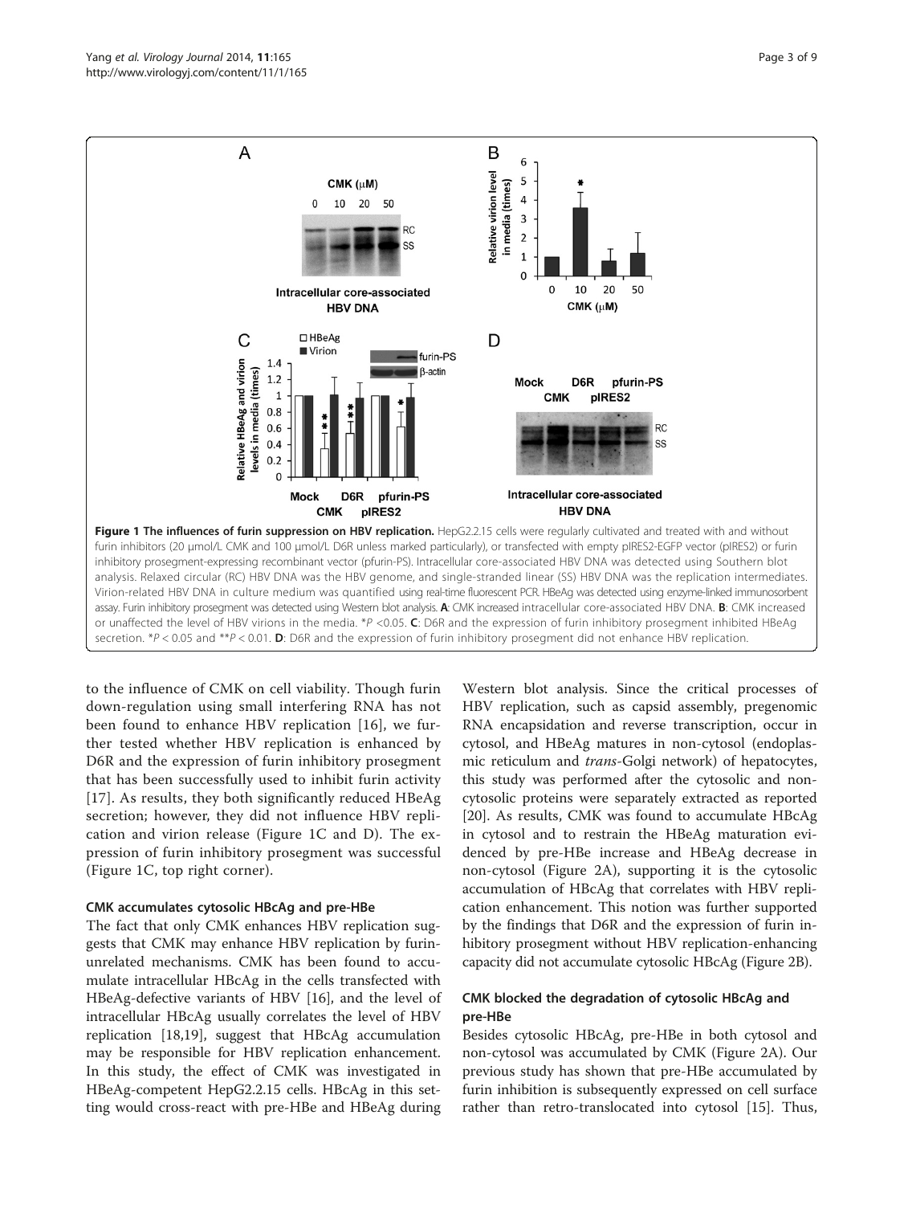**Figure 1 The influences of furin suppression on HBV replication.** HepG2.2.15 cells were regularly cultivated and treated with and without furin inhibitors (20 μmol/L CMK and 100 μmol/L D6R unless marked particularly), or transfected with empty pIRES2-EGFP vector (pIRES2) or furin inhibitory prosegment-expressing recombinant vector (pfurin-PS). Intracellular core-associated HBV DNA was detected using Southern blot analysis. Relaxed circular (RC) HBV DNA was the HBV genome, and single-stranded linear (SS) HBV DNA was the replication intermediates. Virion-related HBV DNA in culture medium was quantified using real-time fluorescent PCR. HBeAg was detected using enzyme-linked immunosorbent assay. Furin inhibitory prosegment was detected using Western blot analysis. **A**: CMK increased intracellular core-associated HBV DNA. **B**: CMK increased or unaffected the level of HBV virions in the media. *$P < 0.05$. **C**: D6R and the expression of furin inhibitory prosegment inhibited HBeAg secretion. *$P < 0.05$ and **$P < 0.01$. **D**: D6R and the expression of furin inhibitory prosegment did not enhance HBV replication.

to the influence of CMK on cell viability. Though furin down-regulation using small interfering RNA has not been found to enhance HBV replication [16], we further tested whether HBV replication is enhanced by D6R and the expression of furin inhibitory prosegment that has been successfully used to inhibit furin activity [17]. As results, they both significantly reduced HBeAg secretion; however, they did not influence HBV replication and virion release (Figure 1C and D). The expression of furin inhibitory prosegment was successful (Figure 1C, top right corner).

### CMK accumulates cytosolic HBcAg and pre-HBe

The fact that only CMK enhances HBV replication suggests that CMK may enhance HBV replication by furin-unrelated mechanisms. CMK has been found to accumulate intracellular HBcAg in the cells transfected with HBeAg-defective variants of HBV [16], and the level of intracellular HBcAg usually correlates the level of HBV replication [18,19], suggest that HBcAg accumulation may be responsible for HBV replication enhancement. In this study, the effect of CMK was investigated in HBeAg-competent HepG2.2.15 cells. HBcAg in this setting would cross-react with pre-HBe and HBeAg during Western blot analysis. Since the critical processes of HBV replication, such as capsid assembly, pregenomic RNA encapsidation and reverse transcription, occur in cytosol, and HBeAg matures in non-cytosol (endoplasmic reticulum and *trans*-Golgi network) of hepatocytes, this study was performed after the cytosolic and non-cytosolic proteins were separately extracted as reported [20]. As results, CMK was found to accumulate HBcAg in cytosol and to restrain the HBeAg maturation evidenced by pre-HBe increase and HBeAg decrease in non-cytosol (Figure 2A), supporting it is the cytosolic accumulation of HBcAg that correlates with HBV replication enhancement. This notion was further supported by the findings that D6R and the expression of furin inhibitory prosegment without HBV replication-enhancing capacity did not accumulate cytosolic HBcAg (Figure 2B).

### CMK blocked the degradation of cytosolic HBcAg and pre-HBe

Besides cytosolic HBcAg, pre-HBe in both cytosol and non-cytosol was accumulated by CMK (Figure 2A). Our previous study has shown that pre-HBe accumulated by furin inhibition is subsequently expressed on cell surface rather than retro-translocated into cytosol [15]. Thus,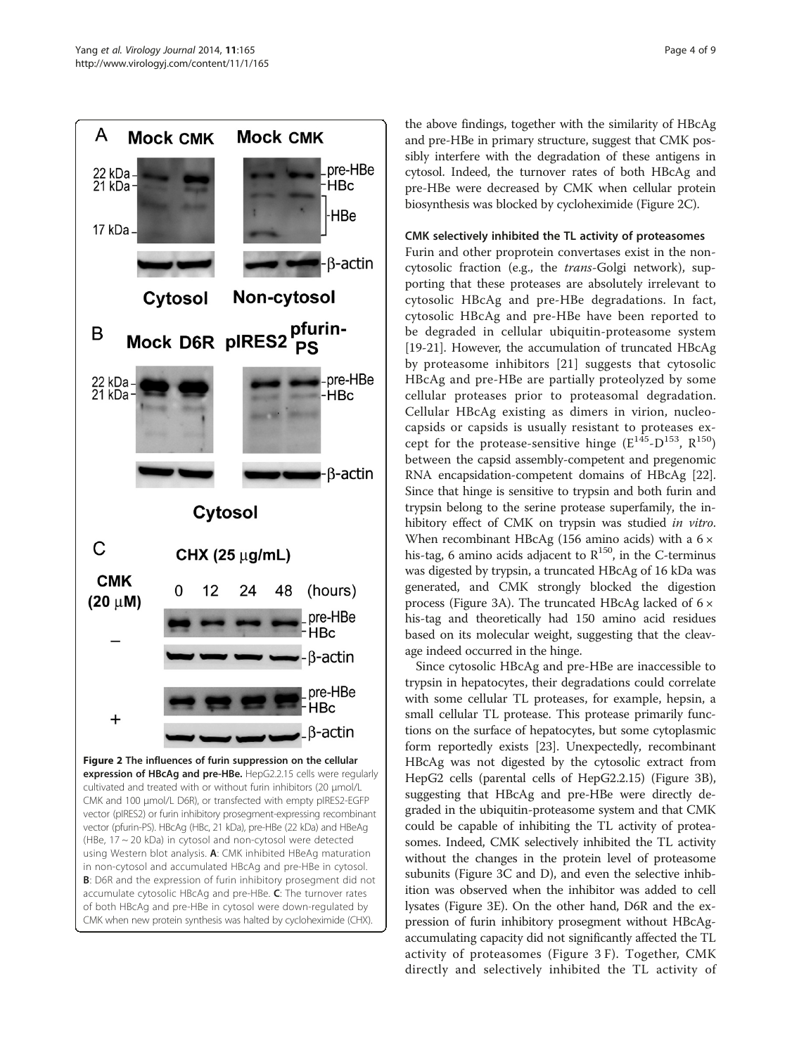**Figure 2 The influences of furin suppression on the cellular expression of HBcAg and pre-HBe.** HepG2.2.15 cells were regularly cultivated and treated with or without furin inhibitors (20 μmol/L CMK and 100 μmol/L D6R), or transfected with empty pIRES2-EGFP vector (pIRES2) or furin inhibitory prosegment-expressing recombinant vector (pfurin-PS). HBcAg (HBc, 21 kDa), pre-HBe (22 kDa) and HBeAg (HBe, 17 ~ 20 kDa) in cytosol and non-cytosol were detected using Western blot analysis. **A**: CMK inhibited HBeAg maturation in non-cytosol and accumulated HBcAg and pre-HBe in cytosol. **B**: D6R and the expression of furin inhibitory prosegment did not accumulate cytosolic HBcAg and pre-HBe. **C**: The turnover rates of both HBcAg and pre-HBe in cytosol were down-regulated by CMK when new protein synthesis was halted by cycloheximide (CHX).

the above findings, together with the similarity of HBcAg and pre-HBe in primary structure, suggest that CMK possibly interfere with the degradation of these antigens in cytosol. Indeed, the turnover rates of both HBcAg and pre-HBe were decreased by CMK when cellular protein biosynthesis was blocked by cycloheximide (Figure 2C).

### CMK selectively inhibited the TL activity of proteasomes

Furin and other proprotein convertases exist in the non-cytosolic fraction (e.g., the *trans*-Golgi network), supporting that these proteases are absolutely irrelevant to cytosolic HBcAg and pre-HBe degradations. In fact, cytosolic HBcAg and pre-HBe have been reported to be degraded in cellular ubiquitin-proteasome system [19-21]. However, the accumulation of truncated HBcAg by proteasome inhibitors [21] suggests that cytosolic HBcAg and pre-HBe are partially proteolyzed by some cellular proteases prior to proteasomal degradation. Cellular HBcAg existing as dimers in virion, nucleocapsids or capsids is usually resistant to proteases except for the protease-sensitive hinge ($E^{145}$-$D^{153}$, $R^{150}$) between the capsid assembly-competent and pregenomic RNA encapsidation-competent domains of HBcAg [22]. Since that hinge is sensitive to trypsin and both furin and trypsin belong to the serine protease superfamily, the inhibitory effect of CMK on trypsin was studied *in vitro*. When recombinant HBcAg (156 amino acids) with a 6 × his-tag, 6 amino acids adjacent to $R^{150}$, in the C-terminus was digested by trypsin, a truncated HBcAg of 16 kDa was generated, and CMK strongly blocked the digestion process (Figure 3A). The truncated HBcAg lacked of 6 × his-tag and theoretically had 150 amino acid residues based on its molecular weight, suggesting that the cleavage indeed occurred in the hinge.

Since cytosolic HBcAg and pre-HBe are inaccessible to trypsin in hepatocytes, their degradations could correlate with some cellular TL proteases, for example, hepsin, a small cellular TL protease. This protease primarily functions on the surface of hepatocytes, but some cytoplasmic form reportedly exists [23]. Unexpectedly, recombinant HBcAg was not digested by the cytosolic extract from HepG2 cells (parental cells of HepG2.2.15) (Figure 3B), suggesting that HBcAg and pre-HBe were directly degraded in the ubiquitin-proteasome system and that CMK could be capable of inhibiting the TL activity of proteasomes. Indeed, CMK selectively inhibited the TL activity without the changes in the protein level of proteasome subunits (Figure 3C and D), and even the selective inhibition was observed when the inhibitor was added to cell lysates (Figure 3E). On the other hand, D6R and the expression of furin inhibitory prosegment without HBcAg-accumulating capacity did not significantly affected the TL activity of proteasomes (Figure 3 F). Together, CMK directly and selectively inhibited the TL activity of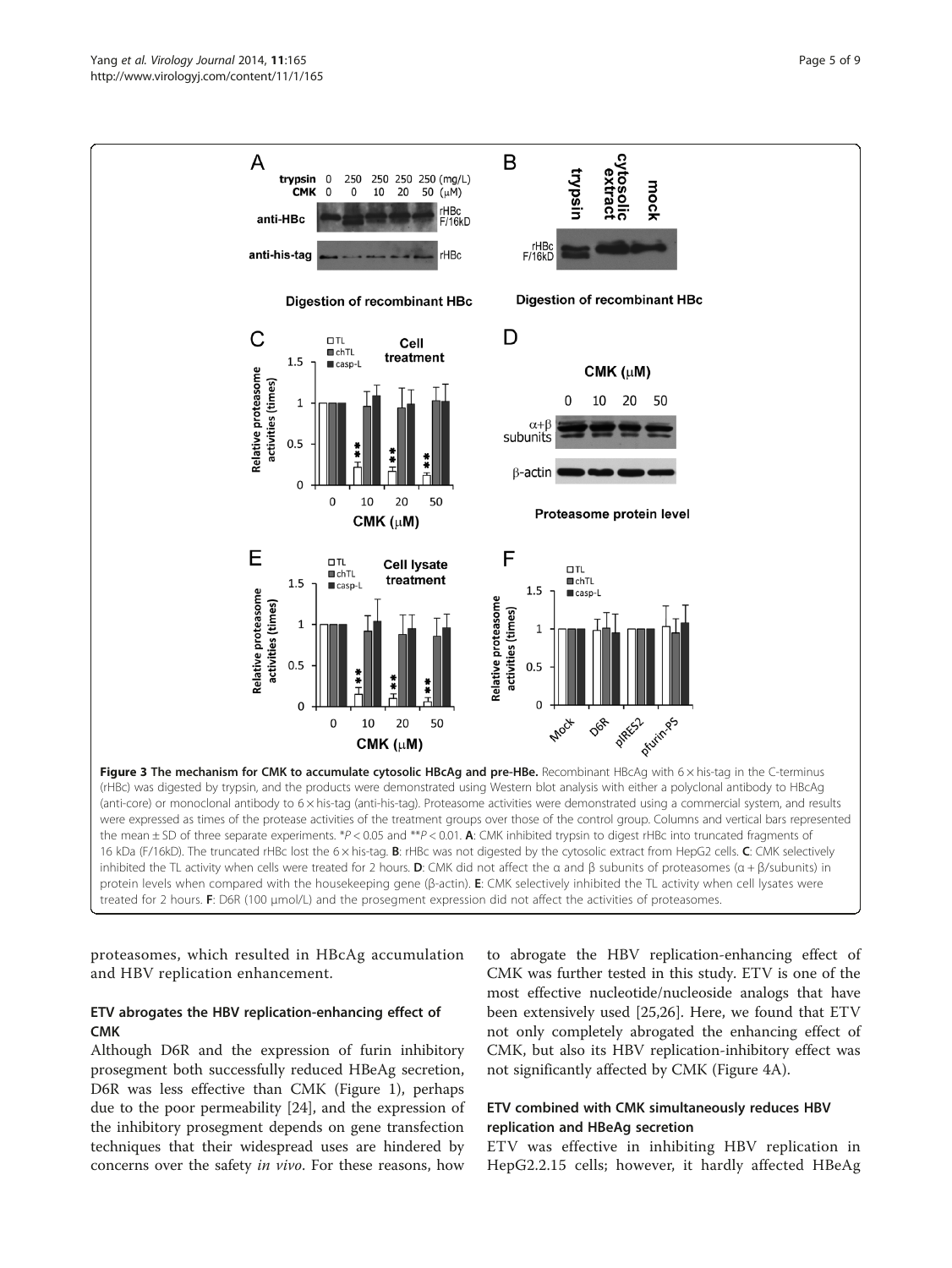**Figure 3 The mechanism for CMK to accumulate cytosolic HBcAg and pre-HBe.** Recombinant HBcAg with 6 × his-tag in the C-terminus (rHBc) was digested by trypsin, and the products were demonstrated using Western blot analysis with either a polyclonal antibody to HBcAg (anti-core) or monoclonal antibody to 6 × his-tag (anti-his-tag). Proteasome activities were demonstrated using a commercial system, and results were expressed as times of the protease activities of the treatment groups over those of the control group. Columns and vertical bars represented the mean ± SD of three separate experiments. $^{*}P < 0.05$ and $^{**}P < 0.01$. **A**: CMK inhibited trypsin to digest rHBc into truncated fragments of 16 kDa (F/16kD). The truncated rHBc lost the 6 × his-tag. **B**: rHBc was not digested by the cytosolic extract from HepG2 cells. **C**: CMK selectively inhibited the TL activity when cells were treated for 2 hours. **D**: CMK did not affect the α and β subunits of proteasomes (α + β/subunits) in protein levels when compared with the housekeeping gene (β-actin). **E**: CMK selectively inhibited the TL activity when cell lysates were treated for 2 hours. **F**: D6R (100 μmol/L) and the prosegment expression did not affect the activities of proteasomes.

proteasomes, which resulted in HBcAg accumulation and HBV replication enhancement.

### ETV abrogates the HBV replication-enhancing effect of CMK

Although D6R and the expression of furin inhibitory prosegment both successfully reduced HBeAg secretion, D6R was less effective than CMK (Figure 1), perhaps due to the poor permeability [24], and the expression of the inhibitory prosegment depends on gene transfection techniques that their widespread uses are hindered by concerns over the safety *in vivo*. For these reasons, how to abrogate the HBV replication-enhancing effect of CMK was further tested in this study. ETV is one of the most effective nucleotide/nucleoside analogs that have been extensively used [25,26]. Here, we found that ETV not only completely abrogated the enhancing effect of CMK, but also its HBV replication-inhibitory effect was not significantly affected by CMK (Figure 4A).

### ETV combined with CMK simultaneously reduces HBV replication and HBeAg secretion

ETV was effective in inhibiting HBV replication in HepG2.2.15 cells; however, it hardly affected HBeAg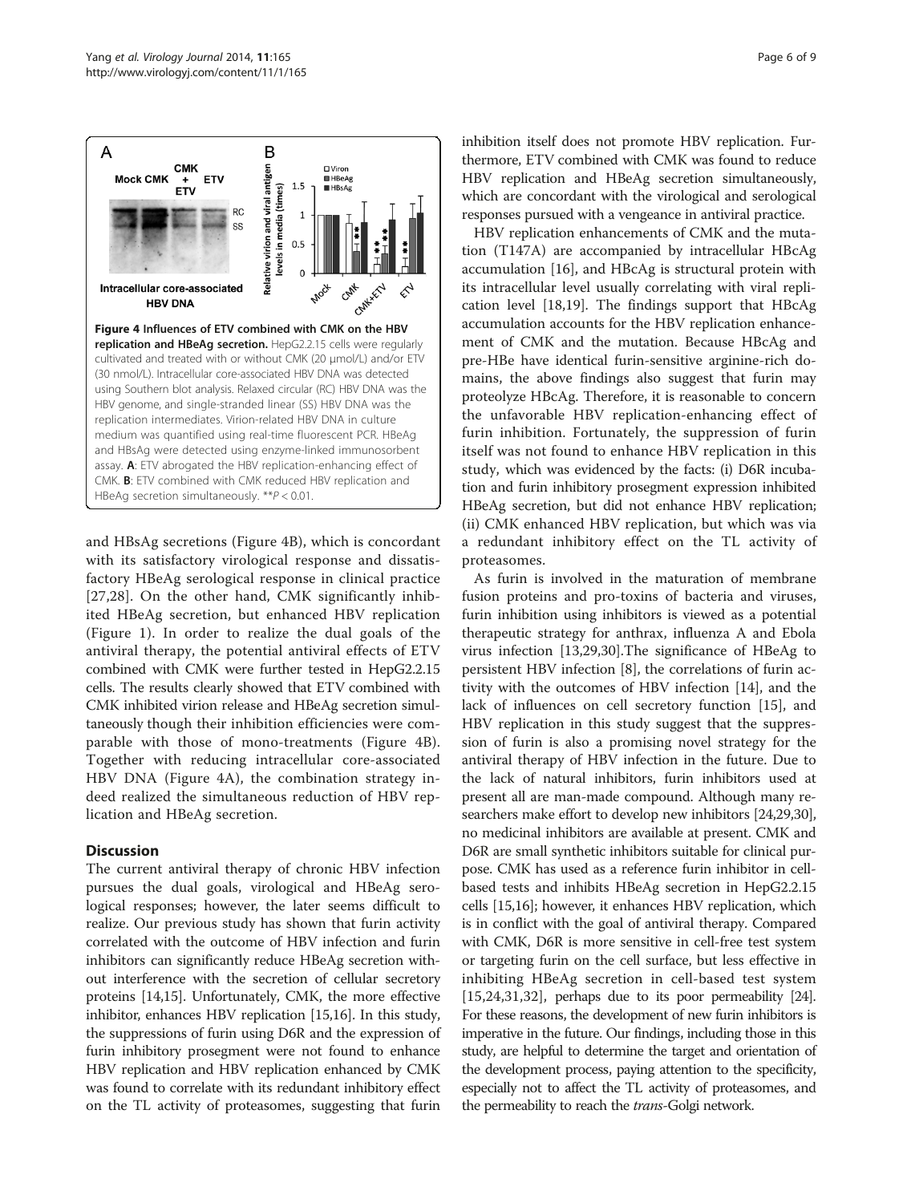Figure 4 Influences of ETV combined with CMK on the HBV replication and HBeAg secretion. HepG2.2.15 cells were regularly cultivated and treated with or without CMK (20 μmol/L) and/or ETV (30 nmol/L). Intracellular core-associated HBV DNA was detected using Southern blot analysis. Relaxed circular (RC) HBV DNA was the HBV genome, and single-stranded linear (SS) HBV DNA was the replication intermediates. Virion-related HBV DNA in culture medium was quantified using real-time fluorescent PCR. HBeAg and HBsAg were detected using enzyme-linked immunosorbent assay. **A**: ETV abrogated the HBV replication-enhancing effect of CMK. **B**: ETV combined with CMK reduced HBV replication and HBeAg secretion simultaneously. **$P < 0.01$.

and HBsAg secretions (Figure 4B), which is concordant with its satisfactory virological response and dissatisfactory HBeAg serological response in clinical practice [27,28]. On the other hand, CMK significantly inhibited HBeAg secretion, but enhanced HBV replication (Figure 1). In order to realize the dual goals of the antiviral therapy, the potential antiviral effects of ETV combined with CMK were further tested in HepG2.2.15 cells. The results clearly showed that ETV combined with CMK inhibited virion release and HBeAg secretion simultaneously though their inhibition efficiencies were comparable with those of mono-treatments (Figure 4B). Together with reducing intracellular core-associated HBV DNA (Figure 4A), the combination strategy indeed realized the simultaneous reduction of HBV replication and HBeAg secretion.

## Discussion

The current antiviral therapy of chronic HBV infection pursues the dual goals, virological and HBeAg serological responses; however, the later seems difficult to realize. Our previous study has shown that furin activity correlated with the outcome of HBV infection and furin inhibitors can significantly reduce HBeAg secretion without interference with the secretion of cellular secretory proteins [14,15]. Unfortunately, CMK, the more effective inhibitor, enhances HBV replication [15,16]. In this study, the suppressions of furin using D6R and the expression of furin inhibitory prosegment were not found to enhance HBV replication and HBV replication enhanced by CMK was found to correlate with its redundant inhibitory effect on the TL activity of proteasomes, suggesting that furin inhibition itself does not promote HBV replication. Furthermore, ETV combined with CMK was found to reduce HBV replication and HBeAg secretion simultaneously, which are concordant with the virological and serological responses pursued with a vengeance in antiviral practice.

HBV replication enhancements of CMK and the mutation (T147A) are accompanied by intracellular HBcAg accumulation [16], and HBcAg is structural protein with its intracellular level usually correlating with viral replication level [18,19]. The findings support that HBcAg accumulation accounts for the HBV replication enhancement of CMK and the mutation. Because HBcAg and pre-HBe have identical furin-sensitive arginine-rich domains, the above findings also suggest that furin may proteolyze HBcAg. Therefore, it is reasonable to concern the unfavorable HBV replication-enhancing effect of furin inhibition. Fortunately, the suppression of furin itself was not found to enhance HBV replication in this study, which was evidenced by the facts: (i) D6R incubation and furin inhibitory prosegment expression inhibited HBeAg secretion, but did not enhance HBV replication; (ii) CMK enhanced HBV replication, but which was via a redundant inhibitory effect on the TL activity of proteasomes.

As furin is involved in the maturation of membrane fusion proteins and pro-toxins of bacteria and viruses, furin inhibition using inhibitors is viewed as a potential therapeutic strategy for anthrax, influenza A and Ebola virus infection [13,29,30].The significance of HBeAg to persistent HBV infection [8], the correlations of furin activity with the outcomes of HBV infection [14], and the lack of influences on cell secretory function [15], and HBV replication in this study suggest that the suppression of furin is also a promising novel strategy for the antiviral therapy of HBV infection in the future. Due to the lack of natural inhibitors, furin inhibitors used at present all are man-made compound. Although many researchers make effort to develop new inhibitors [24,29,30], no medicinal inhibitors are available at present. CMK and D6R are small synthetic inhibitors suitable for clinical purpose. CMK has used as a reference furin inhibitor in cell-based tests and inhibits HBeAg secretion in HepG2.2.15 cells [15,16]; however, it enhances HBV replication, which is in conflict with the goal of antiviral therapy. Compared with CMK, D6R is more sensitive in cell-free test system or targeting furin on the cell surface, but less effective in inhibiting HBeAg secretion in cell-based test system [15,24,31,32], perhaps due to its poor permeability [24]. For these reasons, the development of new furin inhibitors is imperative in the future. Our findings, including those in this study, are helpful to determine the target and orientation of the development process, paying attention to the specificity, especially not to affect the TL activity of proteasomes, and the permeability to reach the *trans*-Golgi network.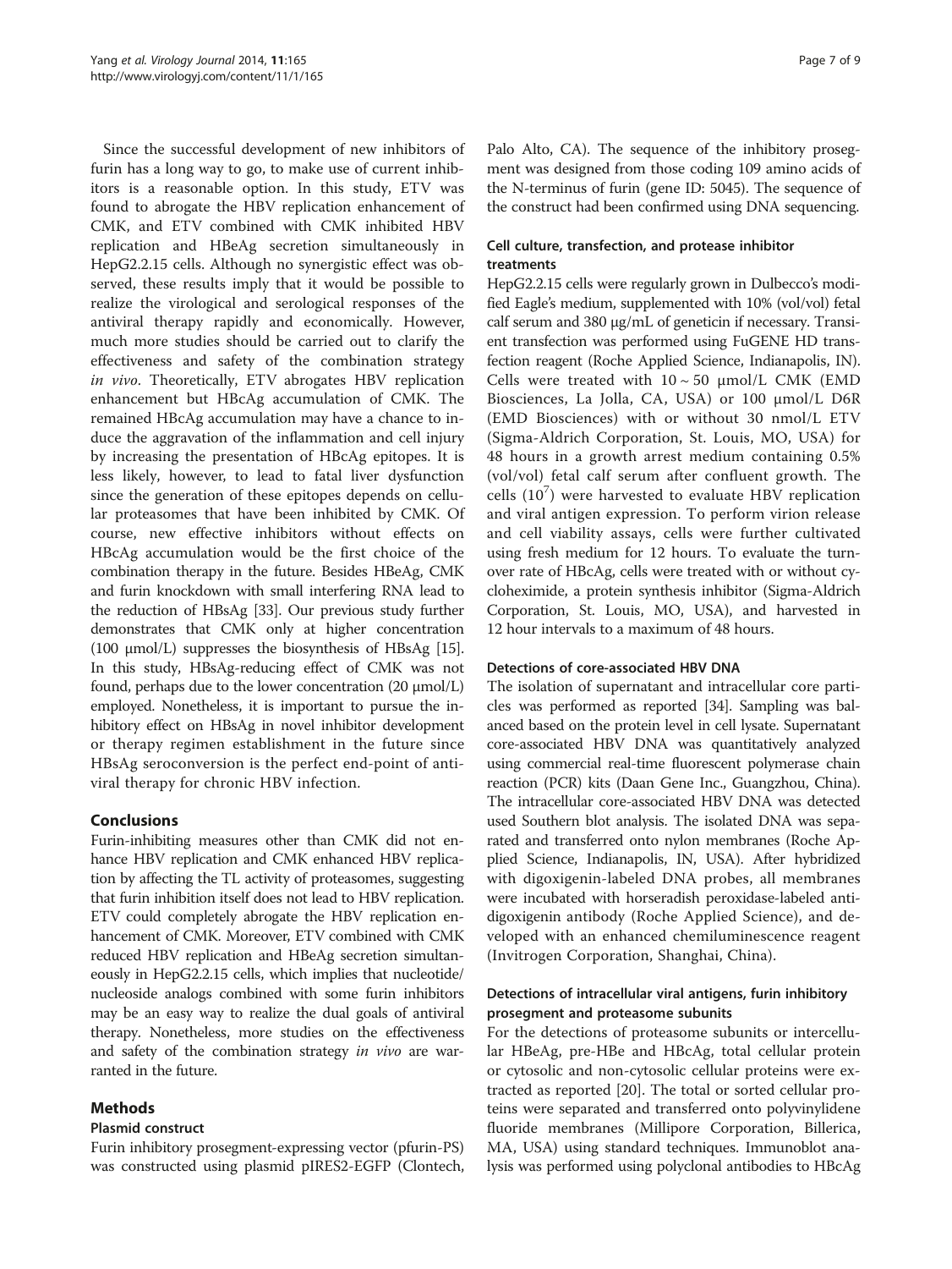Since the successful development of new inhibitors of furin has a long way to go, to make use of current inhibitors is a reasonable option. In this study, ETV was found to abrogate the HBV replication enhancement of CMK, and ETV combined with CMK inhibited HBV replication and HBeAg secretion simultaneously in HepG2.2.15 cells. Although no synergistic effect was observed, these results imply that it would be possible to realize the virological and serological responses of the antiviral therapy rapidly and economically. However, much more studies should be carried out to clarify the effectiveness and safety of the combination strategy *in vivo*. Theoretically, ETV abrogates HBV replication enhancement but HBcAg accumulation of CMK. The remained HBcAg accumulation may have a chance to induce the aggravation of the inflammation and cell injury by increasing the presentation of HBcAg epitopes. It is less likely, however, to lead to fatal liver dysfunction since the generation of these epitopes depends on cellular proteasomes that have been inhibited by CMK. Of course, new effective inhibitors without effects on HBcAg accumulation would be the first choice of the combination therapy in the future. Besides HBeAg, CMK and furin knockdown with small interfering RNA lead to the reduction of HBsAg [33]. Our previous study further demonstrates that CMK only at higher concentration (100 μmol/L) suppresses the biosynthesis of HBsAg [15]. In this study, HBsAg-reducing effect of CMK was not found, perhaps due to the lower concentration (20 μmol/L) employed. Nonetheless, it is important to pursue the inhibitory effect on HBsAg in novel inhibitor development or therapy regimen establishment in the future since HBsAg seroconversion is the perfect end-point of antiviral therapy for chronic HBV infection.

## Conclusions

Furin-inhibiting measures other than CMK did not enhance HBV replication and CMK enhanced HBV replication by affecting the TL activity of proteasomes, suggesting that furin inhibition itself does not lead to HBV replication. ETV could completely abrogate the HBV replication enhancement of CMK. Moreover, ETV combined with CMK reduced HBV replication and HBeAg secretion simultaneously in HepG2.2.15 cells, which implies that nucleotide/nucleoside analogs combined with some furin inhibitors may be an easy way to realize the dual goals of antiviral therapy. Nonetheless, more studies on the effectiveness and safety of the combination strategy *in vivo* are warranted in the future.

## Methods

### Plasmid construct

Furin inhibitory prosegment-expressing vector (pfurin-PS) was constructed using plasmid pIRES2-EGFP (Clontech, Palo Alto, CA). The sequence of the inhibitory prosegment was designed from those coding 109 amino acids of the N-terminus of furin (gene ID: 5045). The sequence of the construct had been confirmed using DNA sequencing.

### Cell culture, transfection, and protease inhibitor treatments

HepG2.2.15 cells were regularly grown in Dulbecco's modified Eagle's medium, supplemented with 10% (vol/vol) fetal calf serum and 380 μg/mL of geneticin if necessary. Transient transfection was performed using FuGENE HD transfection reagent (Roche Applied Science, Indianapolis, IN). Cells were treated with 10 ~ 50 μmol/L CMK (EMD Biosciences, La Jolla, CA, USA) or 100 μmol/L D6R (EMD Biosciences) with or without 30 nmol/L ETV (Sigma-Aldrich Corporation, St. Louis, MO, USA) for 48 hours in a growth arrest medium containing 0.5% (vol/vol) fetal calf serum after confluent growth. The cells ($10^7$) were harvested to evaluate HBV replication and viral antigen expression. To perform virion release and cell viability assays, cells were further cultivated using fresh medium for 12 hours. To evaluate the turnover rate of HBcAg, cells were treated with or without cycloheximide, a protein synthesis inhibitor (Sigma-Aldrich Corporation, St. Louis, MO, USA), and harvested in 12 hour intervals to a maximum of 48 hours.

### Detections of core-associated HBV DNA

The isolation of supernatant and intracellular core particles was performed as reported [34]. Sampling was balanced based on the protein level in cell lysate. Supernatant core-associated HBV DNA was quantitatively analyzed using commercial real-time fluorescent polymerase chain reaction (PCR) kits (Daan Gene Inc., Guangzhou, China). The intracellular core-associated HBV DNA was detected used Southern blot analysis. The isolated DNA was separated and transferred onto nylon membranes (Roche Applied Science, Indianapolis, IN, USA). After hybridized with digoxigenin-labeled DNA probes, all membranes were incubated with horseradish peroxidase-labeled anti-digoxigenin antibody (Roche Applied Science), and developed with an enhanced chemiluminescence reagent (Invitrogen Corporation, Shanghai, China).

### Detections of intracellular viral antigens, furin inhibitory prosegment and proteasome subunits

For the detections of proteasome subunits or intercellular HBeAg, pre-HBe and HBcAg, total cellular protein or cytosolic and non-cytosolic cellular proteins were extracted as reported [20]. The total or sorted cellular proteins were separated and transferred onto polyvinylidene fluoride membranes (Millipore Corporation, Billerica, MA, USA) using standard techniques. Immunoblot analysis was performed using polyclonal antibodies to HBcAg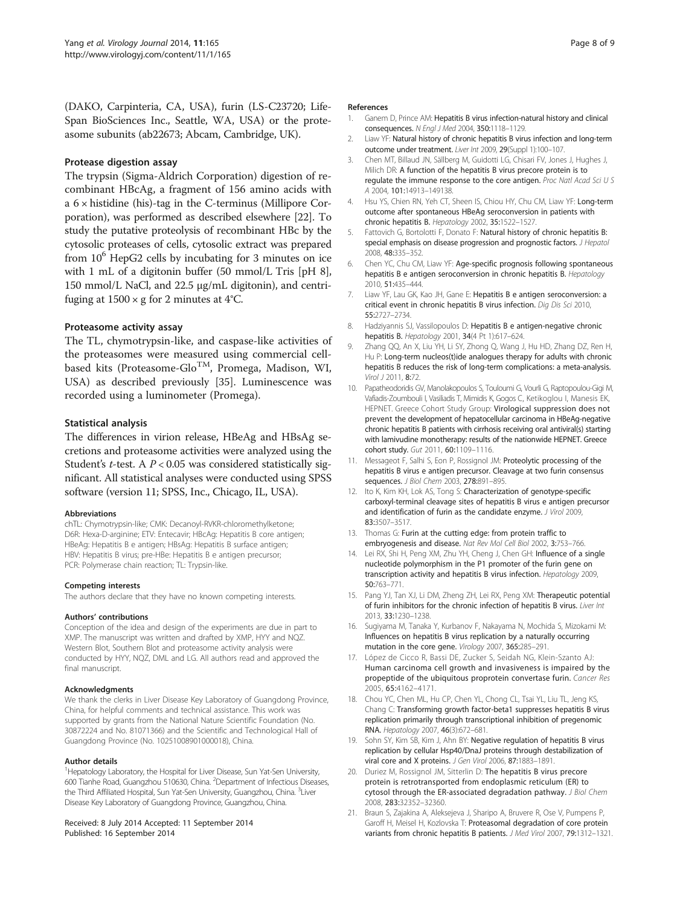(DAKO, Carpinteria, CA, USA), furin (LS-C23720; Life-Span BioSciences Inc., Seattle, WA, USA) or the proteasome subunits (ab22673; Abcam, Cambridge, UK).

### Protease digestion assay

The trypsin (Sigma-Aldrich Corporation) digestion of recombinant HBcAg, a fragment of 156 amino acids with a 6 × histidine (his)-tag in the C-terminus (Millipore Corporation), was performed as described elsewhere [22]. To study the putative proteolysis of recombinant HBc by the cytosolic proteases of cells, cytosolic extract was prepared from $10^6$ HepG2 cells by incubating for 3 minutes on ice with 1 mL of a digitonin buffer (50 mmol/L Tris [pH 8], 150 mmol/L NaCl, and 22.5 μg/mL digitonin), and centrifuging at 1500 × g for 2 minutes at 4°C.

### Proteasome activity assay

The TL, chymotrypsin-like, and caspase-like activities of the proteasomes were measured using commercial cell-based kits (Proteasome-Glo™, Promega, Madison, WI, USA) as described previously [35]. Luminescence was recorded using a luminometer (Promega).

### Statistical analysis

The differences in virion release, HBeAg and HBsAg secretions and proteasome activities were analyzed using the Student's *t*-test. A $P < 0.05$ was considered statistically significant. All statistical analyses were conducted using SPSS software (version 11; SPSS, Inc., Chicago, IL, USA).

#### Abbreviations

chTL: Chymotrypsin-like; CMK: Decanoyl-RVKR-chloromethylketone; D6R: Hexa-D-arginine; ETV: Entecavir; HBcAg: Hepatitis B core antigen; HBeAg: Hepatitis B e antigen; HBsAg: Hepatitis B surface antigen; HBV: Hepatitis B virus; pre-HBe: Hepatitis B e antigen precursor; PCR: Polymerase chain reaction; TL: Trypsin-like.

#### Competing interests

The authors declare that they have no known competing interests.

#### Authors' contributions

Conception of the idea and design of the experiments are due in part to XMP. The manuscript was written and drafted by XMP, HYY and NQZ. Western Blot, Southern Blot and proteasome activity analysis were conducted by HYY, NQZ, DML and LG. All authors read and approved the final manuscript.

#### Acknowledgments

We thank the clerks in Liver Disease Key Laboratory of Guangdong Province, China, for helpful comments and technical assistance. This work was supported by grants from the National Nature Scientific Foundation (No. 30872224 and No. 81071366) and the Scientific and Technological Hall of Guangdong Province (No. 10251008901000018), China.

#### Author details

[1]Hepatology Laboratory, the Hospital for Liver Disease, Sun Yat-Sen University, 600 Tianhe Road, Guangzhou 510630, China. [2]Department of Infectious Diseases, the Third Affiliated Hospital, Sun Yat-Sen University, Guangzhou, China. [3]Liver Disease Key Laboratory of Guangdong Province, Guangzhou, China.

Received: 8 July 2014 Accepted: 11 September 2014
Published: 16 September 2014

#### References

1. Ganem D, Prince AM: **Hepatitis B virus infection-natural history and clinical consequences.** *N Engl J Med* 2004, **350**:1118–1129.
2. Liaw YF: **Natural history of chronic hepatitis B virus infection and long-term outcome under treatment.** *Liver Int* 2009, **29**(Suppl 1):100–107.
3. Chen MT, Billaud JN, Sällberg M, Guidotti LG, Chisari FV, Jones J, Hughes J, Milich DR: **A function of the hepatitis B virus precore protein is to regulate the immune response to the core antigen.** *Proc Natl Acad Sci U S A* 2004, **101**:14913–149138.
4. Hsu YS, Chien RN, Yeh CT, Sheen IS, Chiou HY, Chu CM, Liaw YF: **Long-term outcome after spontaneous HBeAg seroconversion in patients with chronic hepatitis B.** *Hepatology* 2002, **35**:1522–1527.
5. Fattovich G, Bortolotti F, Donato F: **Natural history of chronic hepatitis B: special emphasis on disease progression and prognostic factors.** *J Hepatol* 2008, **48**:335–352.
6. Chen YC, Chu CM, Liaw YF: **Age-specific prognosis following spontaneous hepatitis B e antigen seroconversion in chronic hepatitis B.** *Hepatology* 2010, **51**:435–444.
7. Liaw YF, Lau GK, Kao JH, Gane E: **Hepatitis B e antigen seroconversion: a critical event in chronic hepatitis B virus infection.** *Dig Dis Sci* 2010, **55**:2727–2734.
8. Hadziyannis SJ, Vassilopoulos D: **Hepatitis B e antigen-negative chronic hepatitis B.** *Hepatology* 2001, **34**(4 Pt 1):617–624.
9. Zhang QQ, An X, Liu YH, Li SY, Zhong Q, Wang J, Hu HD, Zhang DZ, Ren H, Hu P: **Long-term nucleos(t)ide analogues therapy for adults with chronic hepatitis B reduces the risk of long-term complications: a meta-analysis.** *Virol J* 2011, **8**:72.
10. Papatheodoridis GV, Manolakopoulos S, Touloumi G, Vourli G, Raptopoulou-Gigi M, Vafiadis-Zoumbouli I, Vasiliadis T, Mimidis K, Gogos C, Ketikoglou I, Manesis EK, HEPNET. Greece Cohort Study Group: **Virological suppression does not prevent the development of hepatocellular carcinoma in HBeAg-negative chronic hepatitis B patients with cirrhosis receiving oral antiviral(s) starting with lamivudine monotherapy: results of the nationwide HEPNET. Greece cohort study.** *Gut* 2011, **60**:1109–1116.
11. Messageot F, Salhi S, Eon P, Rossignol JM: **Proteolytic processing of the hepatitis B virus e antigen precursor. Cleavage at two furin consensus sequences.** *J Biol Chem* 2003, **278**:891–895.
12. Ito K, Kim KH, Lok AS, Tong S: **Characterization of genotype-specific carboxyl-terminal cleavage sites of hepatitis B virus e antigen precursor and identification of furin as the candidate enzyme.** *J Virol* 2009, **83**:3507–3517.
13. Thomas G: **Furin at the cutting edge: from protein traffic to embryogenesis and disease.** *Nat Rev Mol Cell Biol* 2002, **3**:753–766.
14. Lei RX, Shi H, Peng XM, Zhu YH, Cheng J, Chen GH: **Influence of a single nucleotide polymorphism in the P1 promoter of the furin gene on transcription activity and hepatitis B virus infection.** *Hepatology* 2009, **50**:763–771.
15. Pang YJ, Tan XJ, Li DM, Zheng ZH, Lei RX, Peng XM: **Therapeutic potential of furin inhibitors for the chronic infection of hepatitis B virus.** *Liver Int* 2013, **33**:1230–1238.
16. Sugiyama M, Tanaka Y, Kurbanov F, Nakayama N, Mochida S, Mizokami M: **Influences on hepatitis B virus replication by a naturally occurring mutation in the core gene.** *Virology* 2007, **365**:285–291.
17. López de Cicco R, Bassi DE, Zucker S, Seidah NG, Klein-Szanto AJ: **Human carcinoma cell growth and invasiveness is impaired by the propeptide of the ubiquitous proprotein convertase furin.** *Cancer Res* 2005, **65**:4162–4171.
18. Chou YC, Chen ML, Hu CP, Chen YL, Chong CL, Tsai YL, Liu TL, Jeng KS, Chang C: **Transforming growth factor-beta1 suppresses hepatitis B virus replication primarily through transcriptional inhibition of pregenomic RNA.** *Hepatology* 2007, **46**(3):672–681.
19. Sohn SY, Kim SB, Kim J, Ahn BY: **Negative regulation of hepatitis B virus replication by cellular Hsp40/DnaJ proteins through destabilization of viral core and X proteins.** *J Gen Virol* 2006, **87**:1883–1891.
20. Duriez M, Rossignol JM, Sitterlin D: **The hepatitis B virus precore protein is retrotransported from endoplasmic reticulum (ER) to cytosol through the ER-associated degradation pathway.** *J Biol Chem* 2008, **283**:32352–32360.
21. Braun S, Zajakina A, Aleksejeva J, Sharipo A, Bruvere R, Ose V, Pumpens P, Garoff H, Meisel H, Kozlovska T: **Proteasomal degradation of core protein variants from chronic hepatitis B patients.** *J Med Virol* 2007, **79**:1312–1321.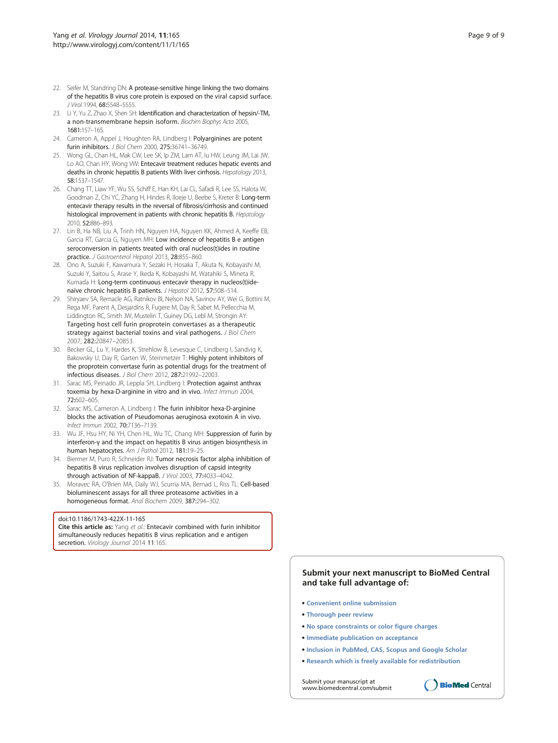22. Seifer M, Standring DN: A protease-sensitive hinge linking the two domains of the hepatitis B virus core protein is exposed on the viral capsid surface. *J Virol* 1994, **68:**5548–5555.
23. Li Y, Yu Z, Zhao X, Shen SH: Identification and characterization of hepsin/-TM, a non-transmembrane hepsin isoform. *Biochim Biophys Acta* 2005, **1681:**157–165.
24. Cameron A, Appel J, Houghten RA, Lindberg I: Polyarginines are potent furin inhibitors. *J Biol Chem* 2000, **275:**36741–36749.
25. Wong GL, Chan HL, Mak CW, Lee SK, Ip ZM, Lam AT, Iu HW, Leung JM, Lai JW, Lo AO, Chan HY, Wong VW: Entecavir treatment reduces hepatic events and deaths in chronic hepatitis B patients With liver cirrhosis. *Hepatology* 2013, **58:**1537–1547.
26. Chang TT, Liaw YF, Wu SS, Schiff E, Han KH, Lai CL, Safadi R, Lee SS, Halota W, Goodman Z, Chi YC, Zhang H, Hindes R, Iloeje U, Beebe S, Kreter B: Long-term entecavir therapy results in the reversal of fibrosis/cirrhosis and continued histological improvement in patients with chronic hepatitis B. *Hepatology* 2010, **52:**886–893.
27. Lin B, Ha NB, Liu A, Trinh HN, Nguyen HA, Nguyen KK, Ahmed A, Keeffe EB, Garcia RT, Garcia G, Nguyen MH: Low incidence of hepatitis B e antigen seroconversion in patients treated with oral nucleos(t)ides in routine practice. *J Gastroenterol Hepatol* 2013, **28:**855–860.
28. Ono A, Suzuki F, Kawamura Y, Sezaki H, Hosaka T, Akuta N, Kobayashi M, Suzuki Y, Saitou S, Arase Y, Ikeda K, Kobayashi M, Watahiki S, Mineta R, Kumada H: Long-term continuous entecavir therapy in nucleos(t)ide-naïve chronic hepatitis B patients. *J Hepatol* 2012, **57:**508–514.
29. Shiryaev SA, Remacle AG, Ratnikov BI, Nelson NA, Savinov AY, Wei G, Bottini M, Rega MF, Parent A, Desjardins R, Fugere M, Day R, Sabet M, Pellecchia M, Liddington RC, Smith JW, Mustelin T, Guiney DG, Lebl M, Strongin AY: Targeting host cell furin proprotein convertases as a therapeutic strategy against bacterial toxins and viral pathogens. *J Biol Chem* 2007, **282:**20847–20853.
30. Becker GL, Lu Y, Hardes K, Strehlow B, Levesque C, Lindberg I, Sandvig K, Bakowsky U, Day R, Garten W, Steinmetzer T: Highly potent inhibitors of the proprotein convertase furin as potential drugs for the treatment of infectious diseases. *J Biol Chem* 2012, **287:**21992–22003.
31. Sarac MS, Peinado JR, Leppla SH, Lindberg I: Protection against anthrax toxemia by hexa-D-arginine in vitro and in vivo. *Infect Immun* 2004, **72:**602–605.
32. Sarac MS, Cameron A, Lindberg I: The furin inhibitor hexa-D-arginine blocks the activation of Pseudomonas aeruginosa exotoxin A in vivo. *Infect Immun* 2002, **70:**7136–7139.
33. Wu JF, Hsu HY, Ni YH, Chen HL, Wu TC, Chang MH: Suppression of furin by interferon-γ and the impact on hepatitis B virus antigen biosynthesis in human hepatocytes. *Am J Pathol* 2012, **181:**19–25.
34. Biermer M, Puro R, Schneider RJ: Tumor necrosis factor alpha inhibition of hepatitis B virus replication involves disruption of capsid integrity through activation of NF-kappaB. *J Virol* 2003, **77:**4033–4042.
35. Moravec RA, O'Brien MA, Daily WJ, Scurria MA, Bernad L, Riss TL: Cell-based bioluminescent assays for all three proteasome activities in a homogeneous format. *Anal Biochem* 2009, **387:**294–302.

doi:10.1186/1743-422X-11-165

**Cite this article as:** Yang *et al.*: Entecavir combined with furin inhibitor simultaneously reduces hepatitis B virus replication and e antigen secretion. *Virology Journal* 2014 **11**:165.

**Submit your next manuscript to BioMed Central and take full advantage of:**

- **Convenient online submission**
- **Thorough peer review**
- **No space constraints or color figure charges**
- **Immediate publication on acceptance**
- **Inclusion in PubMed, CAS, Scopus and Google Scholar**
- **Research which is freely available for redistribution**

Submit your manuscript at www.biomedcentral.com/submit

BioMed Central